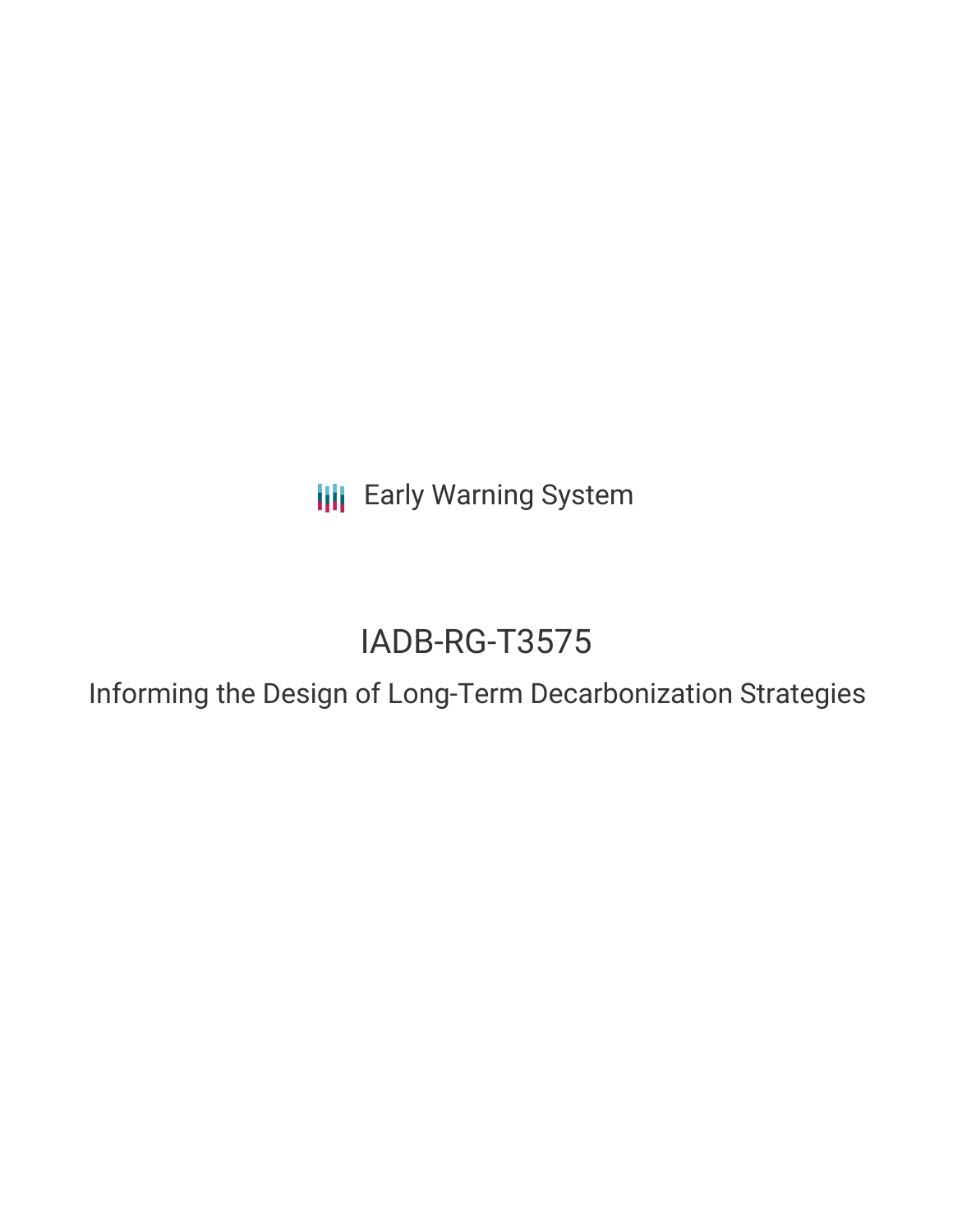Early Warning System

# IADB-RG-T3575

## Informing the Design of Long-Term Decarbonization Strategies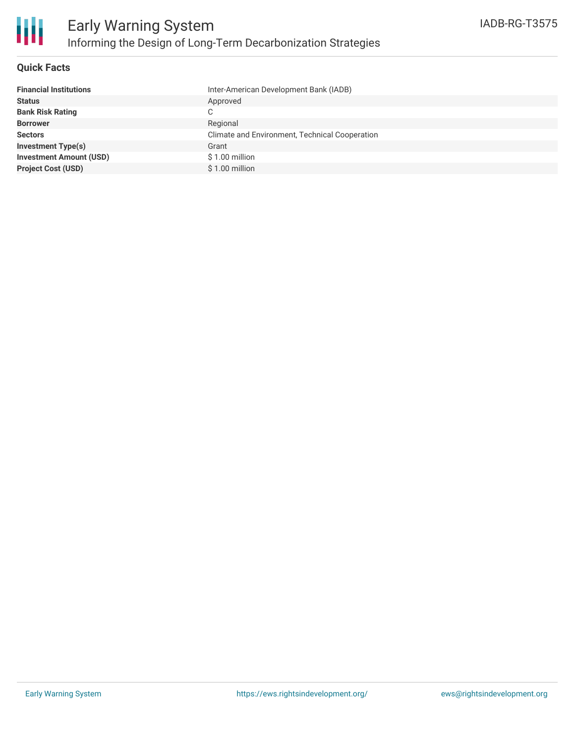# Early Warning System

## Informing the Design of Long-Term Decarbonization Strategies

IADB-RG-T3575

### Quick Facts

| | |
|---|---|
| **Financial Institutions** | Inter-American Development Bank (IADB) |
| **Status** | Approved |
| **Bank Risk Rating** | C |
| **Borrower** | Regional |
| **Sectors** | Climate and Environment, Technical Cooperation |
| **Investment Type(s)** | Grant |
| **Investment Amount (USD)** | $ 1.00 million |
| **Project Cost (USD)** | $ 1.00 million |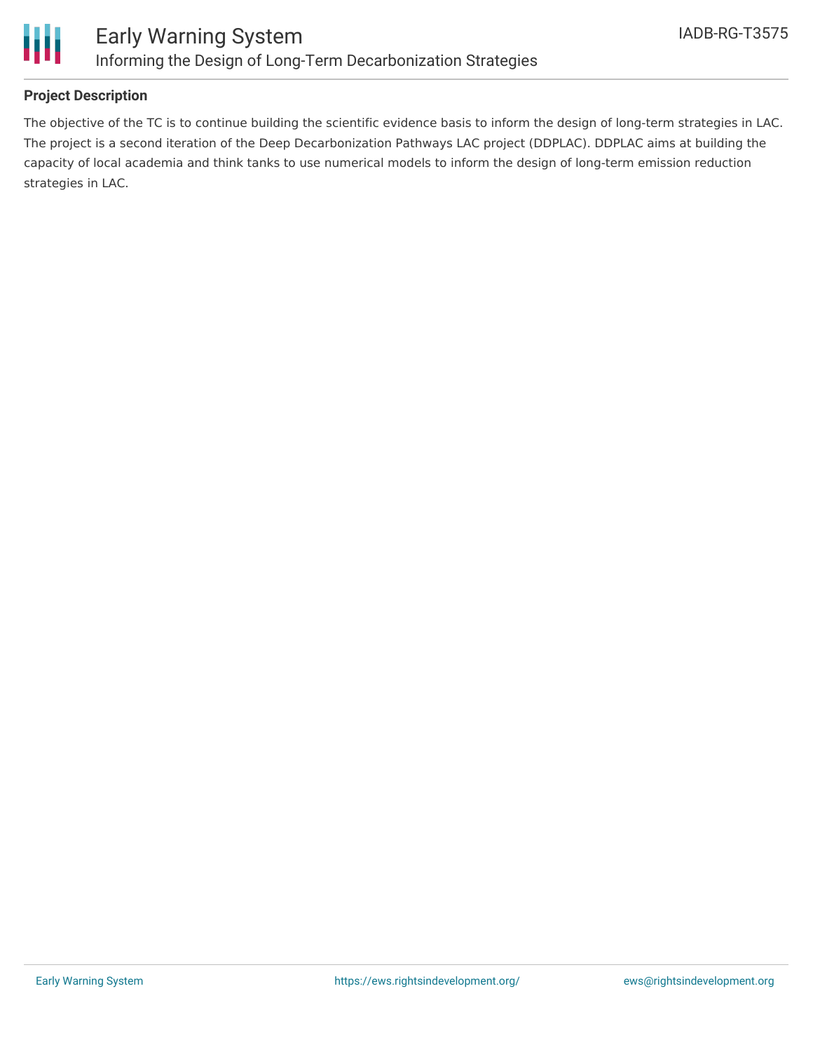## Project Description

The objective of the TC is to continue building the scientific evidence basis to inform the design of long-term strategies in LAC. The project is a second iteration of the Deep Decarbonization Pathways LAC project (DDPLAC). DDPLAC aims at building the capacity of local academia and think tanks to use numerical models to inform the design of long-term emission reduction strategies in LAC.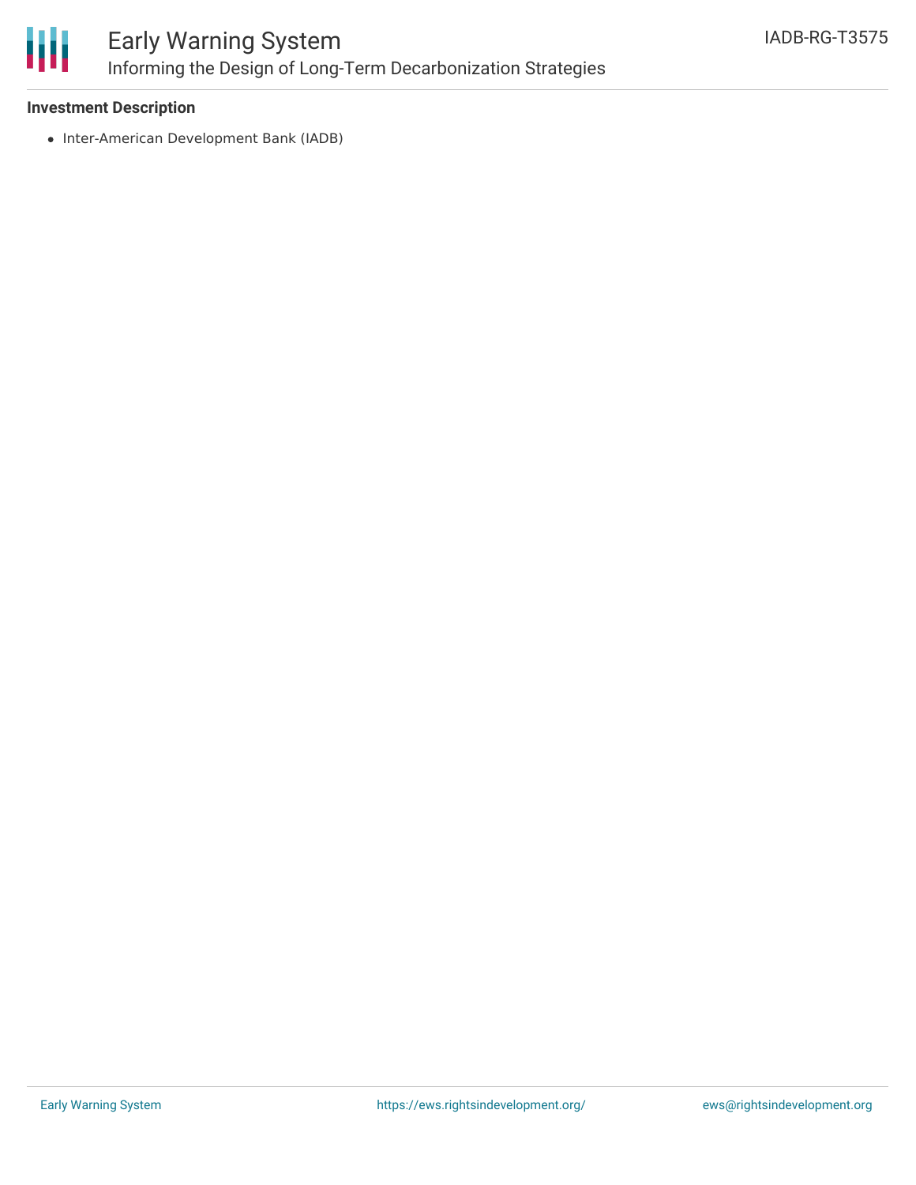**Investment Description**

- Inter-American Development Bank (IADB)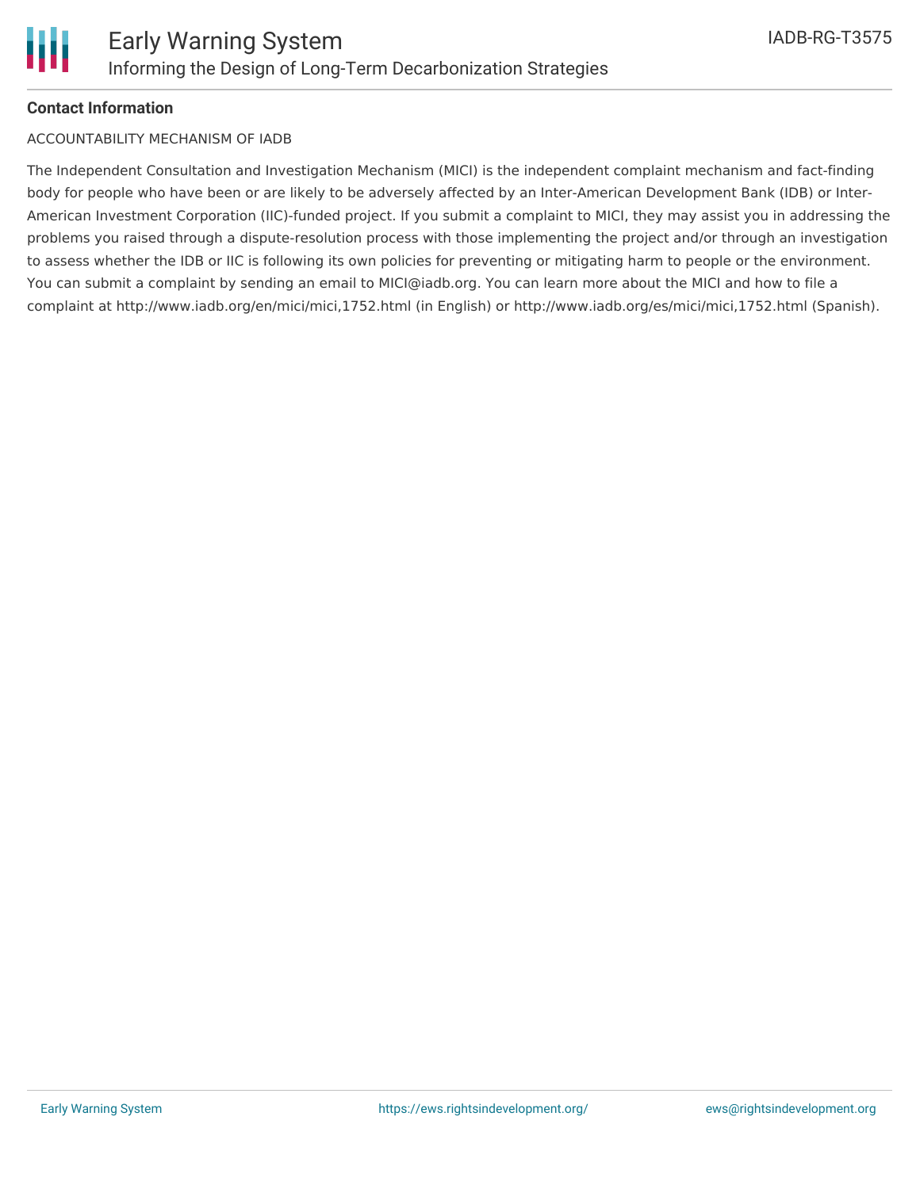**Contact Information**

ACCOUNTABILITY MECHANISM OF IADB

The Independent Consultation and Investigation Mechanism (MICI) is the independent complaint mechanism and fact-finding body for people who have been or are likely to be adversely affected by an Inter-American Development Bank (IDB) or Inter-American Investment Corporation (IIC)-funded project. If you submit a complaint to MICI, they may assist you in addressing the problems you raised through a dispute-resolution process with those implementing the project and/or through an investigation to assess whether the IDB or IIC is following its own policies for preventing or mitigating harm to people or the environment. You can submit a complaint by sending an email to MICI@iadb.org. You can learn more about the MICI and how to file a complaint at http://www.iadb.org/en/mici/mici,1752.html (in English) or http://www.iadb.org/es/mici/mici,1752.html (Spanish).